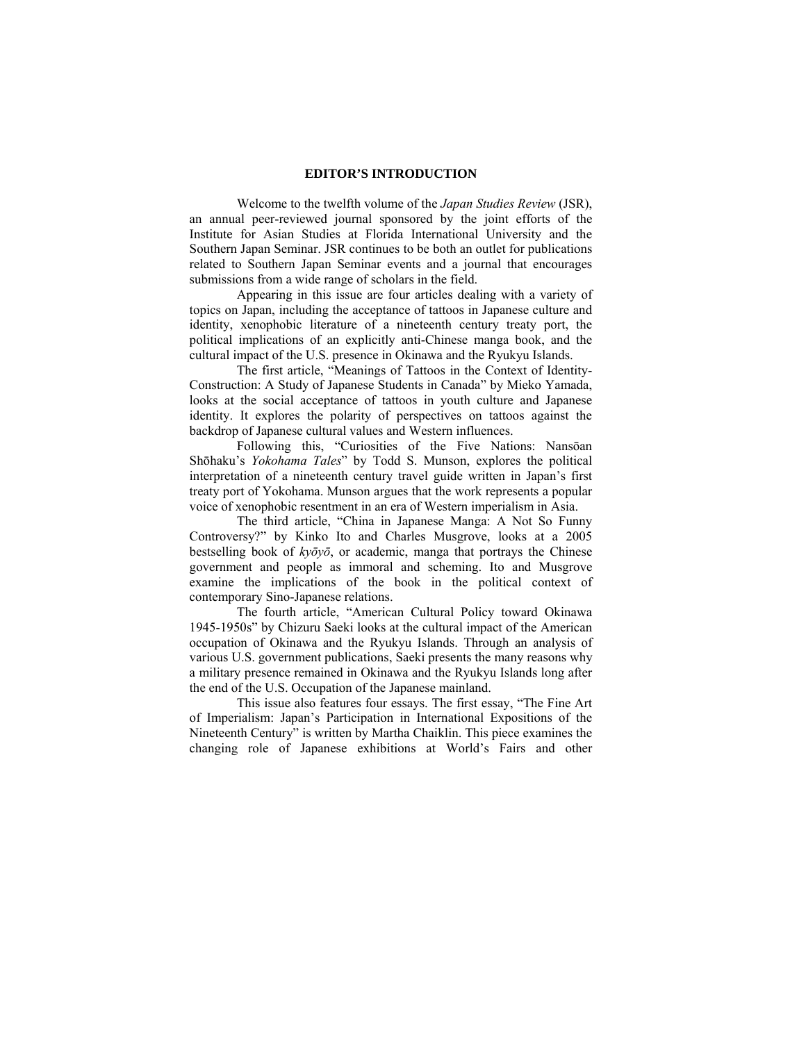## EDITOR'S INTRODUCTION

Welcome to the twelfth volume of the *Japan Studies Review* (JSR), an annual peer-reviewed journal sponsored by the joint efforts of the Institute for Asian Studies at Florida International University and the Southern Japan Seminar. JSR continues to be both an outlet for publications related to Southern Japan Seminar events and a journal that encourages submissions from a wide range of scholars in the field.

Appearing in this issue are four articles dealing with a variety of topics on Japan, including the acceptance of tattoos in Japanese culture and identity, xenophobic literature of a nineteenth century treaty port, the political implications of an explicitly anti-Chinese manga book, and the cultural impact of the U.S. presence in Okinawa and the Ryukyu Islands.

The first article, "Meanings of Tattoos in the Context of Identity-Construction: A Study of Japanese Students in Canada" by Mieko Yamada, looks at the social acceptance of tattoos in youth culture and Japanese identity. It explores the polarity of perspectives on tattoos against the backdrop of Japanese cultural values and Western influences.

Following this, "Curiosities of the Five Nations: Nansōan Shōhaku's *Yokohama Tales*" by Todd S. Munson, explores the political interpretation of a nineteenth century travel guide written in Japan's first treaty port of Yokohama. Munson argues that the work represents a popular voice of xenophobic resentment in an era of Western imperialism in Asia.

The third article, "China in Japanese Manga: A Not So Funny Controversy?" by Kinko Ito and Charles Musgrove, looks at a 2005 bestselling book of *kyōyō*, or academic, manga that portrays the Chinese government and people as immoral and scheming. Ito and Musgrove examine the implications of the book in the political context of contemporary Sino-Japanese relations.

The fourth article, "American Cultural Policy toward Okinawa 1945-1950s" by Chizuru Saeki looks at the cultural impact of the American occupation of Okinawa and the Ryukyu Islands. Through an analysis of various U.S. government publications, Saeki presents the many reasons why a military presence remained in Okinawa and the Ryukyu Islands long after the end of the U.S. Occupation of the Japanese mainland.

This issue also features four essays. The first essay, "The Fine Art of Imperialism: Japan's Participation in International Expositions of the Nineteenth Century" is written by Martha Chaiklin. This piece examines the changing role of Japanese exhibitions at World's Fairs and other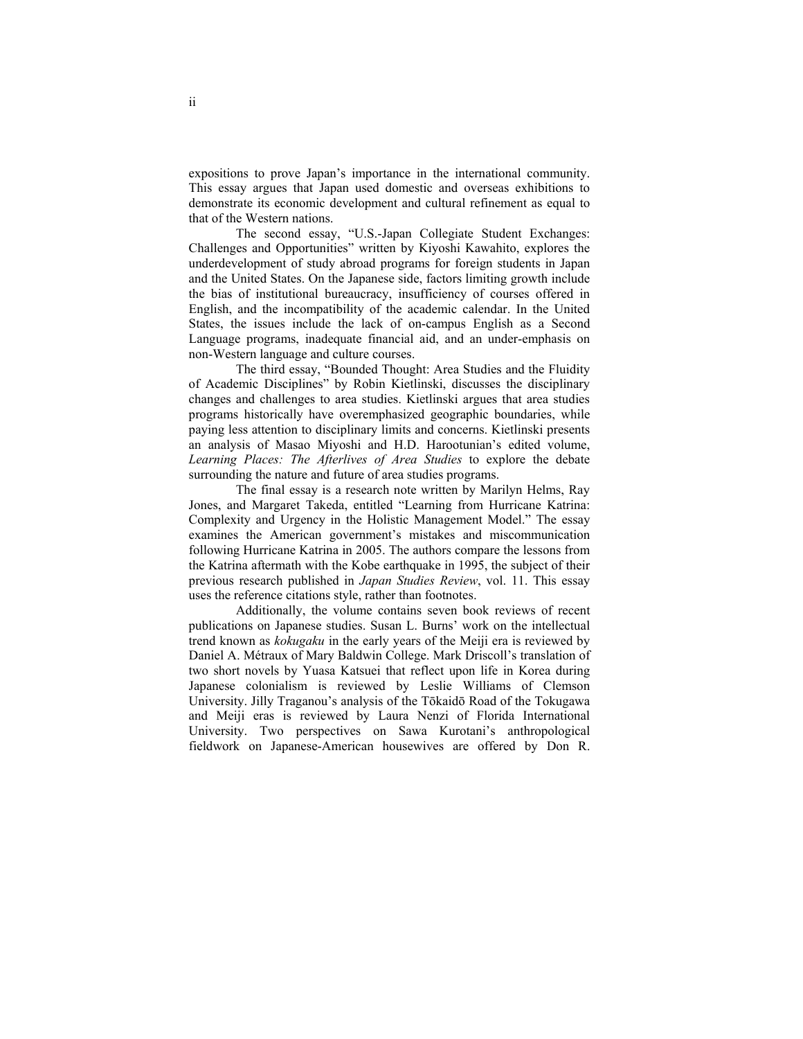expositions to prove Japan's importance in the international community. This essay argues that Japan used domestic and overseas exhibitions to demonstrate its economic development and cultural refinement as equal to that of the Western nations.

The second essay, "U.S.-Japan Collegiate Student Exchanges: Challenges and Opportunities" written by Kiyoshi Kawahito, explores the underdevelopment of study abroad programs for foreign students in Japan and the United States. On the Japanese side, factors limiting growth include the bias of institutional bureaucracy, insufficiency of courses offered in English, and the incompatibility of the academic calendar. In the United States, the issues include the lack of on-campus English as a Second Language programs, inadequate financial aid, and an under-emphasis on non-Western language and culture courses.

The third essay, "Bounded Thought: Area Studies and the Fluidity of Academic Disciplines" by Robin Kietlinski, discusses the disciplinary changes and challenges to area studies. Kietlinski argues that area studies programs historically have overemphasized geographic boundaries, while paying less attention to disciplinary limits and concerns. Kietlinski presents an analysis of Masao Miyoshi and H.D. Harootunian's edited volume, *Learning Places: The Afterlives of Area Studies* to explore the debate surrounding the nature and future of area studies programs.

The final essay is a research note written by Marilyn Helms, Ray Jones, and Margaret Takeda, entitled "Learning from Hurricane Katrina: Complexity and Urgency in the Holistic Management Model." The essay examines the American government's mistakes and miscommunication following Hurricane Katrina in 2005. The authors compare the lessons from the Katrina aftermath with the Kobe earthquake in 1995, the subject of their previous research published in *Japan Studies Review*, vol. 11. This essay uses the reference citations style, rather than footnotes.

Additionally, the volume contains seven book reviews of recent publications on Japanese studies. Susan L. Burns' work on the intellectual trend known as *kokugaku* in the early years of the Meiji era is reviewed by Daniel A. Métraux of Mary Baldwin College. Mark Driscoll's translation of two short novels by Yuasa Katsuei that reflect upon life in Korea during Japanese colonialism is reviewed by Leslie Williams of Clemson University. Jilly Traganou's analysis of the Tōkaidō Road of the Tokugawa and Meiji eras is reviewed by Laura Nenzi of Florida International University. Two perspectives on Sawa Kurotani's anthropological fieldwork on Japanese-American housewives are offered by Don R.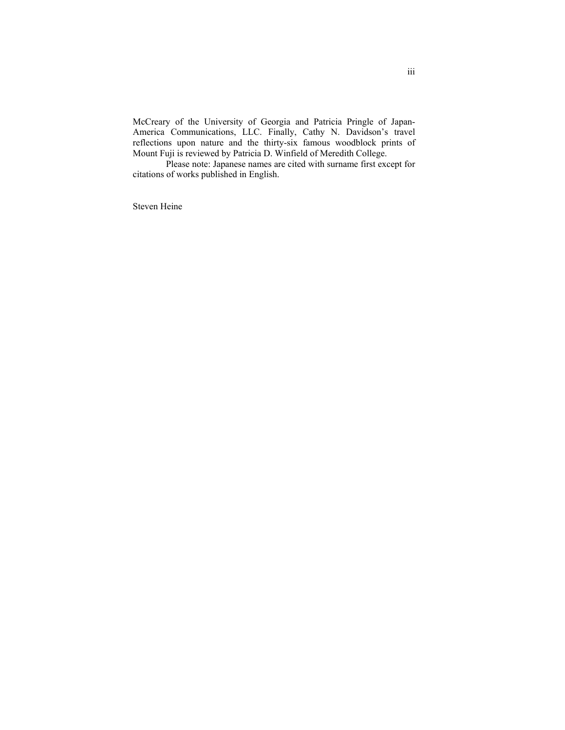McCreary of the University of Georgia and Patricia Pringle of Japan-America Communications, LLC. Finally, Cathy N. Davidson's travel reflections upon nature and the thirty-six famous woodblock prints of Mount Fuji is reviewed by Patricia D. Winfield of Meredith College.

Please note: Japanese names are cited with surname first except for citations of works published in English.

Steven Heine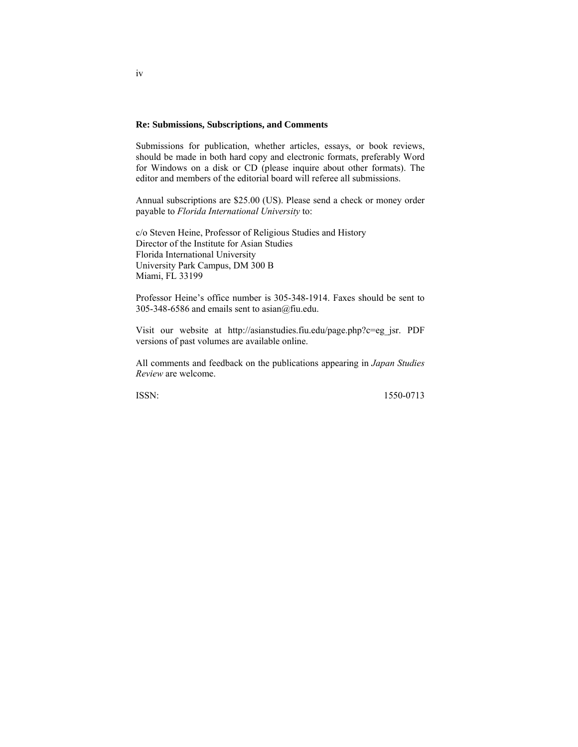**Re: Submissions, Subscriptions, and Comments**

Submissions for publication, whether articles, essays, or book reviews, should be made in both hard copy and electronic formats, preferably Word for Windows on a disk or CD (please inquire about other formats). The editor and members of the editorial board will referee all submissions.

Annual subscriptions are $25.00 (US). Please send a check or money order payable to *Florida International University* to:

c/o Steven Heine, Professor of Religious Studies and History
Director of the Institute for Asian Studies
Florida International University
University Park Campus, DM 300 B
Miami, FL 33199

Professor Heine's office number is 305-348-1914. Faxes should be sent to 305-348-6586 and emails sent to asian@fiu.edu.

Visit our website at http://asianstudies.fiu.edu/page.php?c=eg_jsr. PDF versions of past volumes are available online.

All comments and feedback on the publications appearing in *Japan Studies Review* are welcome.

ISSN: 1550-0713